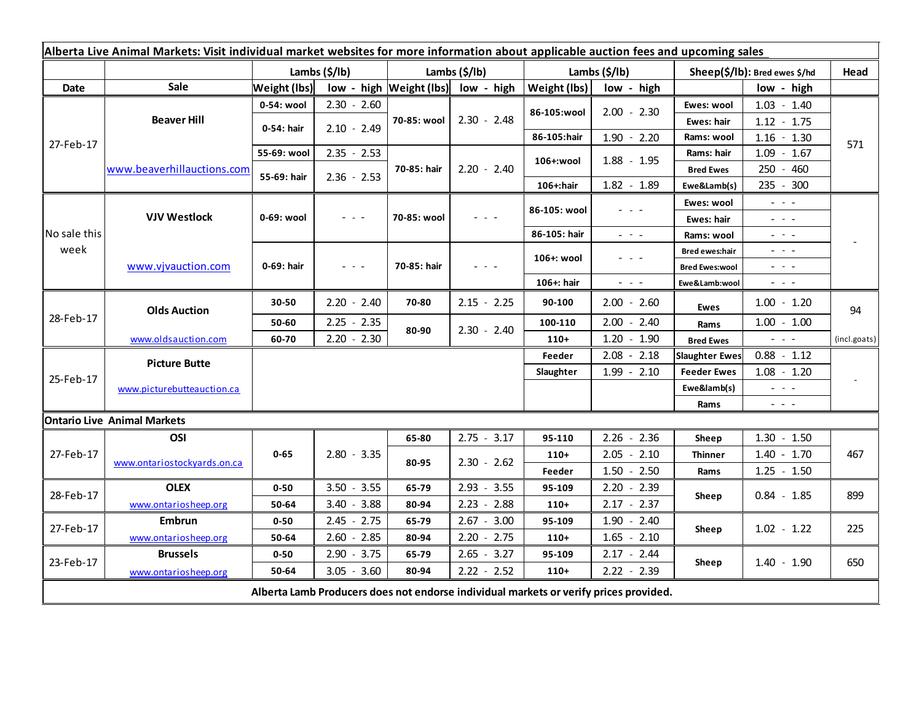**Alberta Live Animal Markets: Visit individual market websites for more information about applicable auction fees and upcoming sales**

| Date | Sale | Lambs ($/lb) | | Lambs ($/lb) | | Lambs ($/lb) | | Sheep($/lb): Bred ewes $/hd | | Head |
|---|---|---|---|---|---|---|---|---|---|---|
| | | Weight (lbs) | low - high | Weight (lbs) | low - high | Weight (lbs) | low - high | | low - high | |
| 27-Feb-17 | Beaver Hill www.beaverhillauctions.com | 0-54: wool | 2.30 - 2.60 | 70-85: wool | 2.30 - 2.48 | 86-105:wool | 2.00 - 2.30 | Ewes: wool | 1.03 - 1.40 | 571 |
| | | 0-54: hair | 2.10 - 2.49 | | | | | Ewes: hair | 1.12 - 1.75 | |
| | | | | | | 86-105:hair | 1.90 - 2.20 | Rams: wool | 1.16 - 1.30 | |
| | | 55-69: wool | 2.35 - 2.53 | 70-85: hair | 2.20 - 2.40 | 106+:wool | 1.88 - 1.95 | Rams: hair | 1.09 - 1.67 | |
| | | 55-69: hair | 2.36 - 2.53 | | | | | Bred Ewes | 250 - 460 | |
| | | | | | | 106+:hair | 1.82 - 1.89 | Ewe&Lamb(s) | 235 - 300 | |
| No sale this week | VJV Westlock www.vjvauction.com | 0-69: wool | - - - | 70-85: wool | - - - | 86-105: wool | - - - | Ewes: wool | - - - | - |
| | | | | | | | | Ewes: hair | - - - | |
| | | | | | | 86-105: hair | - - - | Rams: wool | - - - | |
| | | 0-69: hair | - - - | 70-85: hair | - - - | 106+: wool | - - - | Bred ewes:hair | - - - | |
| | | | | | | | | Bred Ewes:wool | - - - | |
| | | | | | | 106+: hair | - - - | Ewe&Lamb:wool | - - - | |
| 28-Feb-17 | Olds Auction www.oldsauction.com | 30-50 | 2.20 - 2.40 | 70-80 | 2.15 - 2.25 | 90-100 | 2.00 - 2.60 | Ewes | 1.00 - 1.20 | 94 (incl.goats) |
| | | 50-60 | 2.25 - 2.35 | 80-90 | 2.30 - 2.40 | 100-110 | 2.00 - 2.40 | Rams | 1.00 - 1.00 | |
| | | 60-70 | 2.20 - 2.30 | | | 110+ | 1.20 - 1.90 | Bred Ewes | - - - | |
| 25-Feb-17 | Picture Butte www.picturebutteauction.ca | | | | | Feeder | 2.08 - 2.18 | Slaughter Ewes | 0.88 - 1.12 | - |
| | | | | | | Slaughter | 1.99 - 2.10 | Feeder Ewes | 1.08 - 1.20 | |
| | | | | | | | | Ewe&lamb(s) | - - - | |
| | | | | | | | | Rams | - - - | |
| **Ontario Live Animal Markets** | | | | | | | | | | |
| 27-Feb-17 | OSI www.ontariostockyards.on.ca | 0-65 | 2.80 - 3.35 | 65-80 | 2.75 - 3.17 | 95-110 | 2.26 - 2.36 | Sheep | 1.30 - 1.50 | 467 |
| | | | | 80-95 | 2.30 - 2.62 | 110+ | 2.05 - 2.10 | Thinner | 1.40 - 1.70 | |
| | | | | | | Feeder | 1.50 - 2.50 | Rams | 1.25 - 1.50 | |
| 28-Feb-17 | OLEX www.ontariosheep.org | 0-50 | 3.50 - 3.55 | 65-79 | 2.93 - 3.55 | 95-109 | 2.20 - 2.39 | Sheep | 0.84 - 1.85 | 899 |
| | | 50-64 | 3.40 - 3.88 | 80-94 | 2.23 - 2.88 | 110+ | 2.17 - 2.37 | | | |
| 27-Feb-17 | Embrun www.ontariosheep.org | 0-50 | 2.45 - 2.75 | 65-79 | 2.67 - 3.00 | 95-109 | 1.90 - 2.40 | Sheep | 1.02 - 1.22 | 225 |
| | | 50-64 | 2.60 - 2.85 | 80-94 | 2.20 - 2.75 | 110+ | 1.65 - 2.10 | | | |
| 23-Feb-17 | Brussels www.ontariosheep.org | 0-50 | 2.90 - 3.75 | 65-79 | 2.65 - 3.27 | 95-109 | 2.17 - 2.44 | Sheep | 1.40 - 1.90 | 650 |
| | | 50-64 | 3.05 - 3.60 | 80-94 | 2.22 - 2.52 | 110+ | 2.22 - 2.39 | | | |

**Alberta Lamb Producers does not endorse individual markets or verify prices provided.**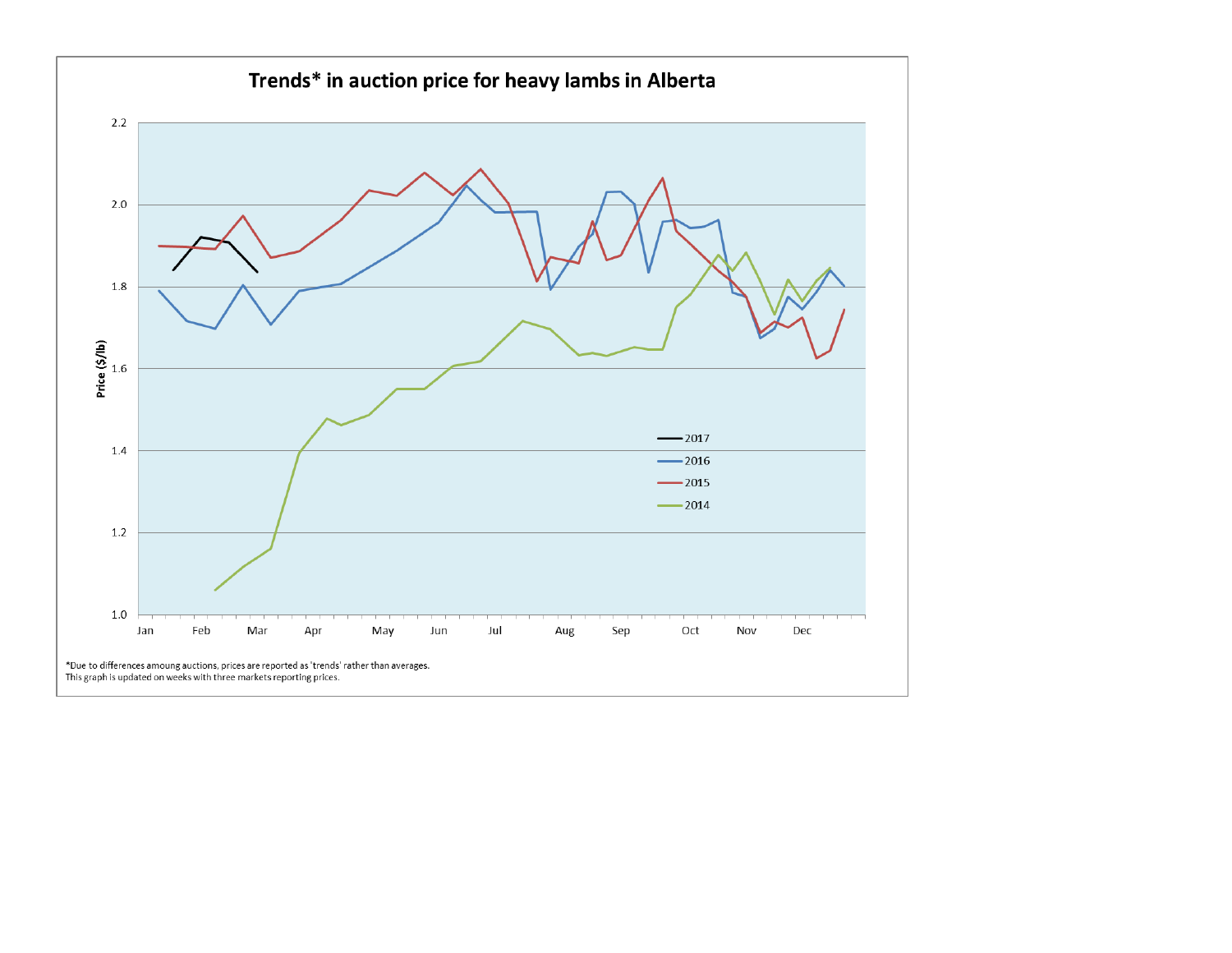# Trends* in auction price for heavy lambs in Alberta

Price ($/lb)

2.2
2.0
1.8
1.6
1.4
1.2
1.0

Jan Feb Mar Apr May Jun Jul Aug Sep Oct Nov Dec

2017
2016
2015
2014

*Due to differences amoung auctions, prices are reported as 'trends' rather than averages.
This graph is updated on weeks with three markets reporting prices.